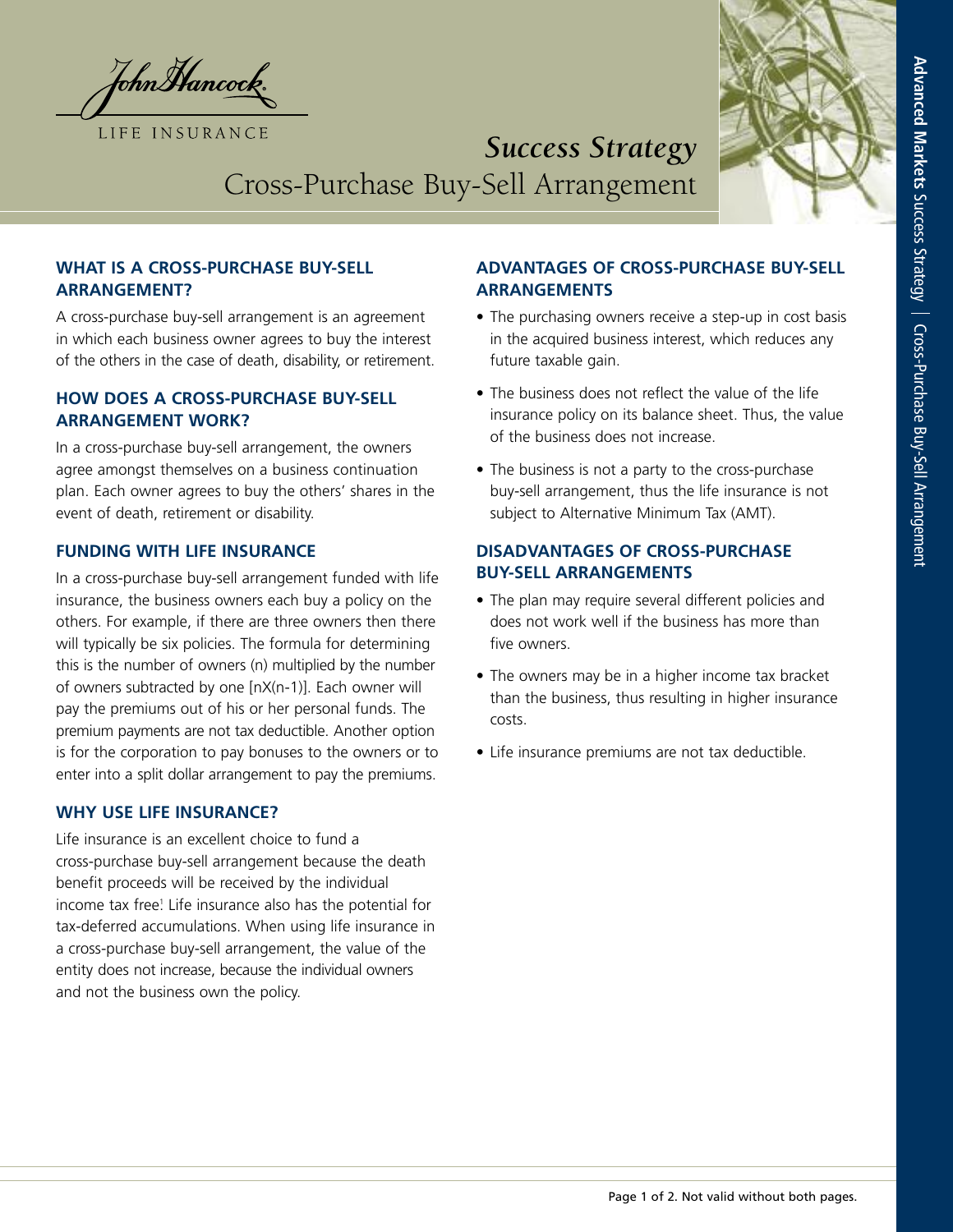John Hancock

LIFE INSURANCE

# *Success Strategy*

# Cross-Purchase Buy-Sell Arrangement

## WHAT IS A CROSS-PURCHASE BUY-SELL ARRANGEMENT?

A cross-purchase buy-sell arrangement is an agreement in which each business owner agrees to buy the interest of the others in the case of death, disability, or retirement.

## HOW DOES A CROSS-PURCHASE BUY-SELL ARRANGEMENT WORK?

In a cross-purchase buy-sell arrangement, the owners agree amongst themselves on a business continuation plan. Each owner agrees to buy the others' shares in the event of death, retirement or disability.

## FUNDING WITH LIFE INSURANCE

In a cross-purchase buy-sell arrangement funded with life insurance, the business owners each buy a policy on the others. For example, if there are three owners then there will typically be six policies. The formula for determining this is the number of owners (n) multiplied by the number of owners subtracted by one [nX(n-1)]. Each owner will pay the premiums out of his or her personal funds. The premium payments are not tax deductible. Another option is for the corporation to pay bonuses to the owners or to enter into a split dollar arrangement to pay the premiums.

## WHY USE LIFE INSURANCE?

Life insurance is an excellent choice to fund a cross-purchase buy-sell arrangement because the death benefit proceeds will be received by the individual income tax free[1]. Life insurance also has the potential for tax-deferred accumulations. When using life insurance in a cross-purchase buy-sell arrangement, the value of the entity does not increase, because the individual owners and not the business own the policy.

## ADVANTAGES OF CROSS-PURCHASE BUY-SELL ARRANGEMENTS

- The purchasing owners receive a step-up in cost basis in the acquired business interest, which reduces any future taxable gain.
- The business does not reflect the value of the life insurance policy on its balance sheet. Thus, the value of the business does not increase.
- The business is not a party to the cross-purchase buy-sell arrangement, thus the life insurance is not subject to Alternative Minimum Tax (AMT).

## DISADVANTAGES OF CROSS-PURCHASE BUY-SELL ARRANGEMENTS

- The plan may require several different policies and does not work well if the business has more than five owners.
- The owners may be in a higher income tax bracket than the business, thus resulting in higher insurance costs.
- Life insurance premiums are not tax deductible.

Page 1 of 2. Not valid without both pages.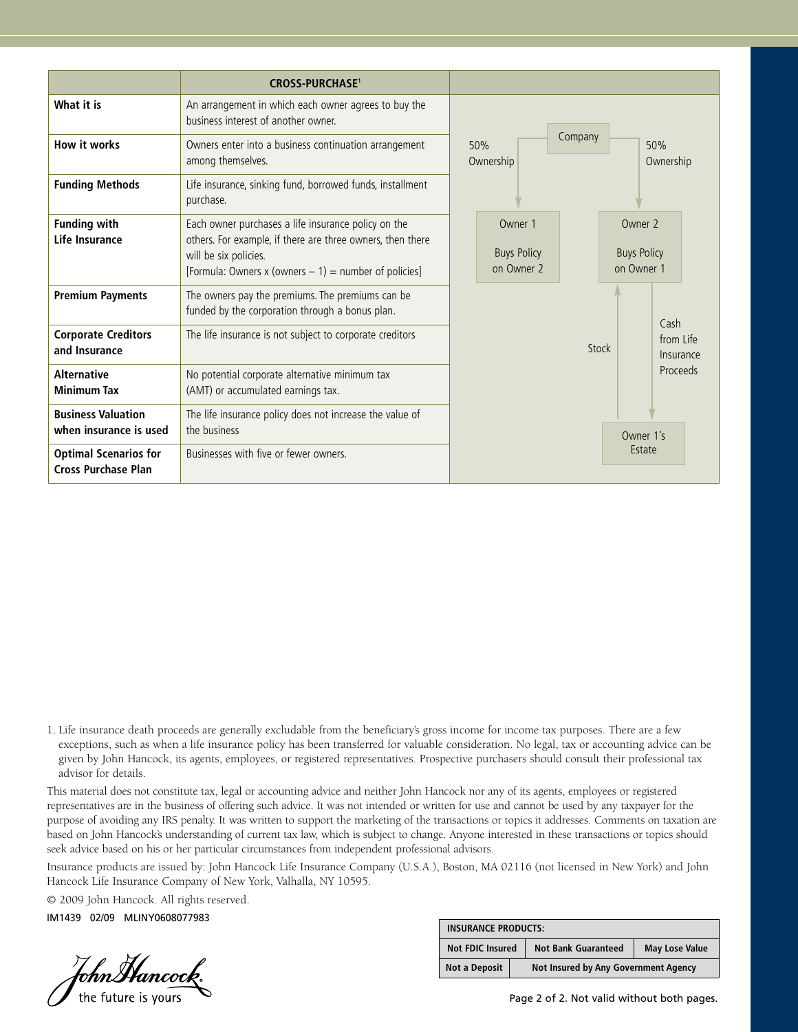| | CROSS-PURCHASE[1] |
|---|---|
| **What it is** | An arrangement in which each owner agrees to buy the business interest of another owner. |
| **How it works** | Owners enter into a business continuation arrangement among themselves. |
| **Funding Methods** | Life insurance, sinking fund, borrowed funds, installment purchase. |
| **Funding with Life Insurance** | Each owner purchases a life insurance policy on the others. For example, if there are three owners, then there will be six policies. [Formula: Owners x (owners – 1) = number of policies] |
| **Premium Payments** | The owners pay the premiums. The premiums can be funded by the corporation through a bonus plan. |
| **Corporate Creditors and Insurance** | The life insurance is not subject to corporate creditors |
| **Alternative Minimum Tax** | No potential corporate alternative minimum tax (AMT) or accumulated earnings tax. |
| **Business Valuation when insurance is used** | The life insurance policy does not increase the value of the business |
| **Optimal Scenarios for Cross Purchase Plan** | Businesses with five or fewer owners. |

Company

50% Ownership

50% Ownership

Owner 1 Buys Policy on Owner 2

Owner 2 Buys Policy on Owner 1

Stock

Cash from Life Insurance Proceeds

Owner 1's Estate

1. Life insurance death proceeds are generally excludable from the beneficiary's gross income for income tax purposes. There are a few exceptions, such as when a life insurance policy has been transferred for valuable consideration. No legal, tax or accounting advice can be given by John Hancock, its agents, employees, or registered representatives. Prospective purchasers should consult their professional tax advisor for details.

This material does not constitute tax, legal or accounting advice and neither John Hancock nor any of its agents, employees or registered representatives are in the business of offering such advice. It was not intended or written for use and cannot be used by any taxpayer for the purpose of avoiding any IRS penalty. It was written to support the marketing of the transactions or topics it addresses. Comments on taxation are based on John Hancock's understanding of current tax law, which is subject to change. Anyone interested in these transactions or topics should seek advice based on his or her particular circumstances from independent professional advisors.

Insurance products are issued by: John Hancock Life Insurance Company (U.S.A.), Boston, MA 02116 (not licensed in New York) and John Hancock Life Insurance Company of New York, Valhalla, NY 10595.

© 2009 John Hancock. All rights reserved.

IM1439 02/09 MLINY0608077983

| INSURANCE PRODUCTS: | | |
|---|---|---|
| Not FDIC Insured | Not Bank Guaranteed | May Lose Value |
| Not a Deposit | Not Insured by Any Government Agency | |

John Hancock
the future is yours

Not valid without both pages.